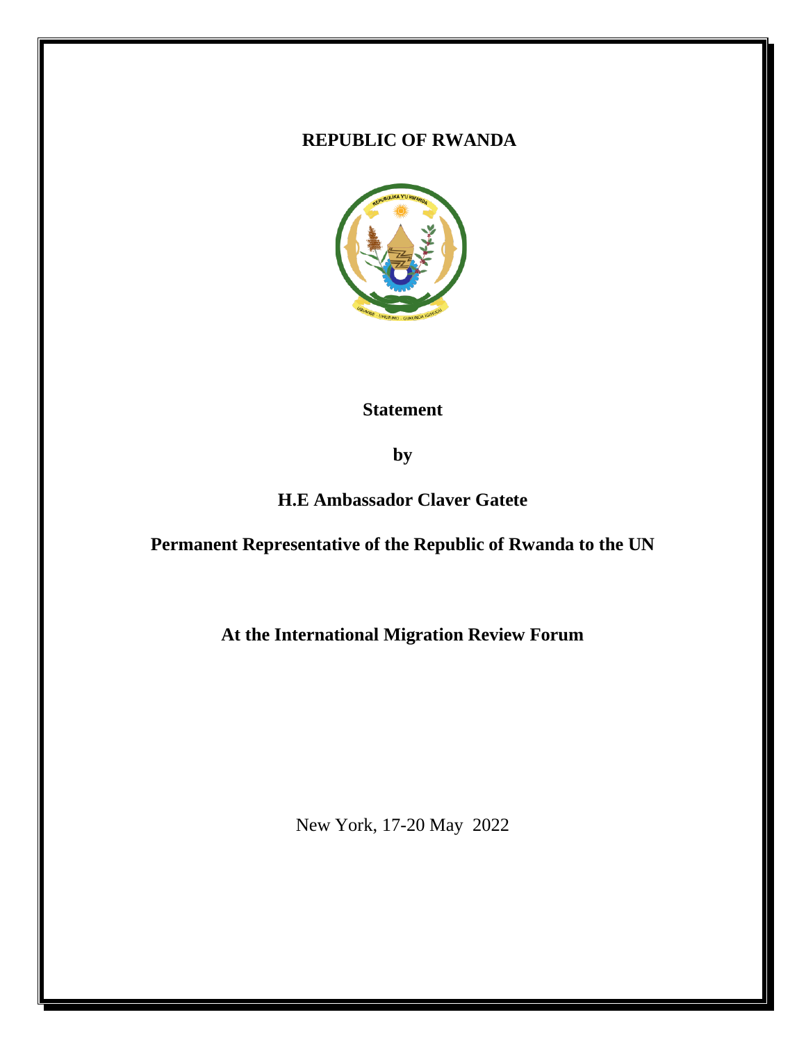**REPUBLIC OF RWANDA**

**Statement**

**by**

**H.E Ambassador Claver Gatete**

**Permanent Representative of the Republic of Rwanda to the UN**

**At the International Migration Review Forum**

New York, 17-20 May 2022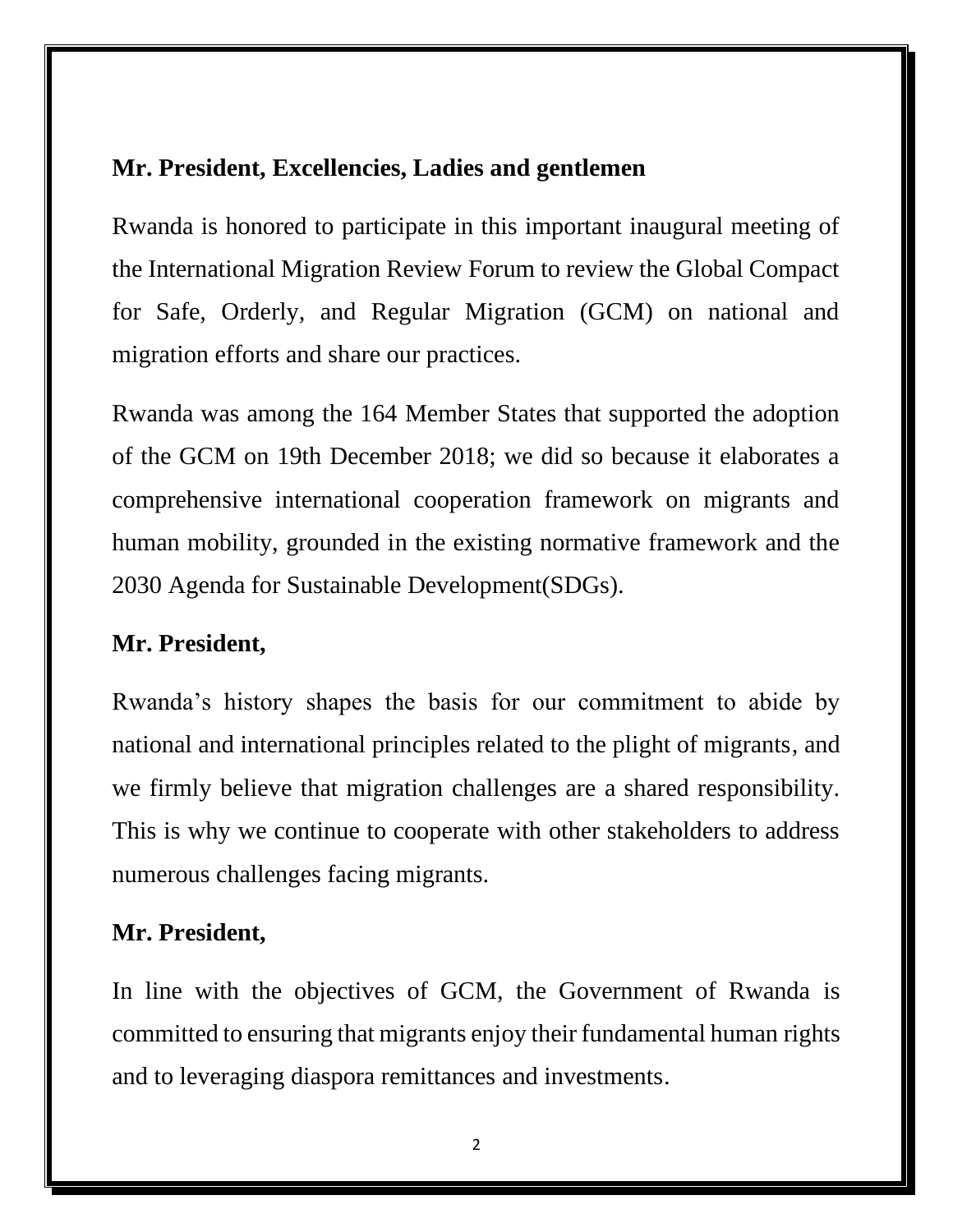**Mr. President, Excellencies, Ladies and gentlemen**

Rwanda is honored to participate in this important inaugural meeting of the International Migration Review Forum to review the Global Compact for Safe, Orderly, and Regular Migration (GCM) on national and migration efforts and share our practices.

Rwanda was among the 164 Member States that supported the adoption of the GCM on 19th December 2018; we did so because it elaborates a comprehensive international cooperation framework on migrants and human mobility, grounded in the existing normative framework and the 2030 Agenda for Sustainable Development(SDGs).

**Mr. President,**

Rwanda's history shapes the basis for our commitment to abide by national and international principles related to the plight of migrants, and we firmly believe that migration challenges are a shared responsibility. This is why we continue to cooperate with other stakeholders to address numerous challenges facing migrants.

**Mr. President,**

In line with the objectives of GCM, the Government of Rwanda is committed to ensuring that migrants enjoy their fundamental human rights and to leveraging diaspora remittances and investments.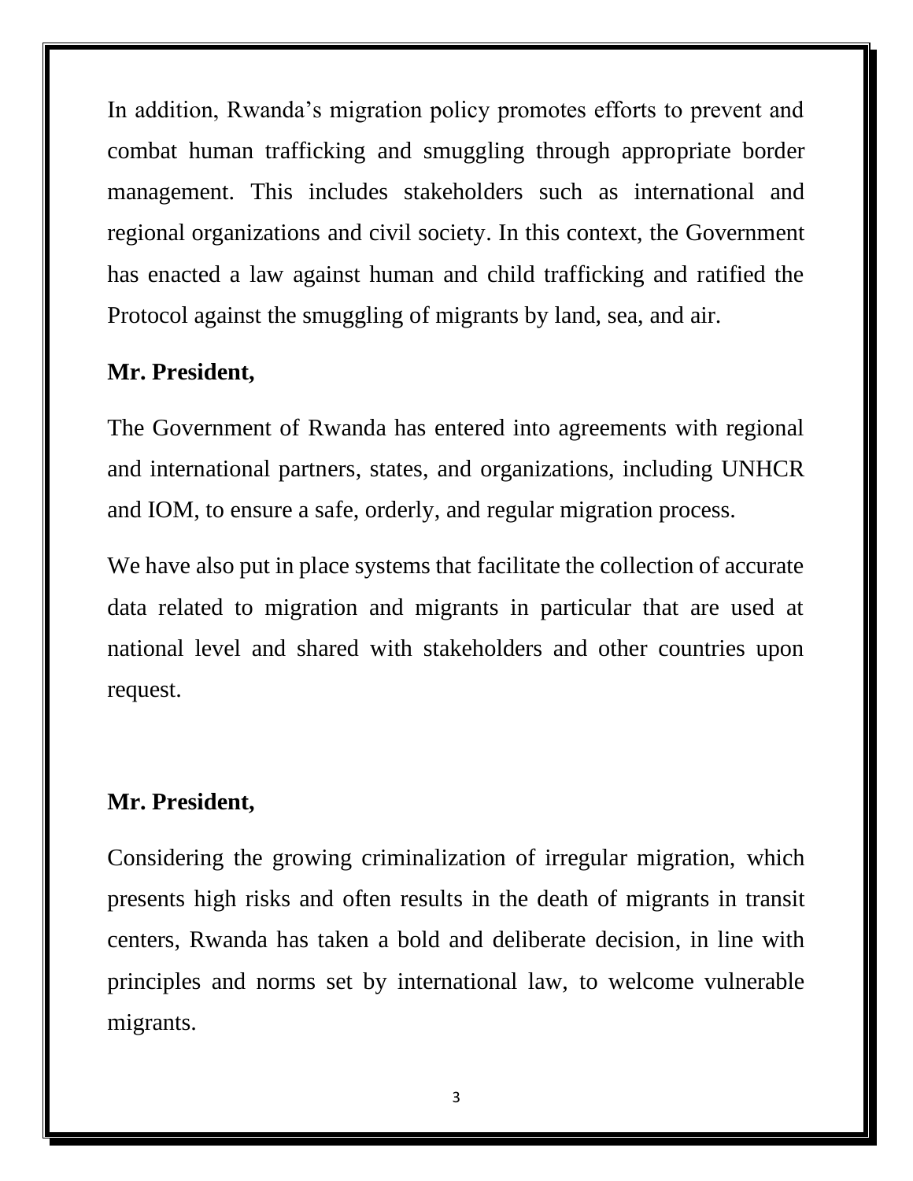In addition, Rwanda's migration policy promotes efforts to prevent and combat human trafficking and smuggling through appropriate border management. This includes stakeholders such as international and regional organizations and civil society. In this context, the Government has enacted a law against human and child trafficking and ratified the Protocol against the smuggling of migrants by land, sea, and air.

**Mr. President,**

The Government of Rwanda has entered into agreements with regional and international partners, states, and organizations, including UNHCR and IOM, to ensure a safe, orderly, and regular migration process.

We have also put in place systems that facilitate the collection of accurate data related to migration and migrants in particular that are used at national level and shared with stakeholders and other countries upon request.

**Mr. President,**

Considering the growing criminalization of irregular migration, which presents high risks and often results in the death of migrants in transit centers, Rwanda has taken a bold and deliberate decision, in line with principles and norms set by international law, to welcome vulnerable migrants.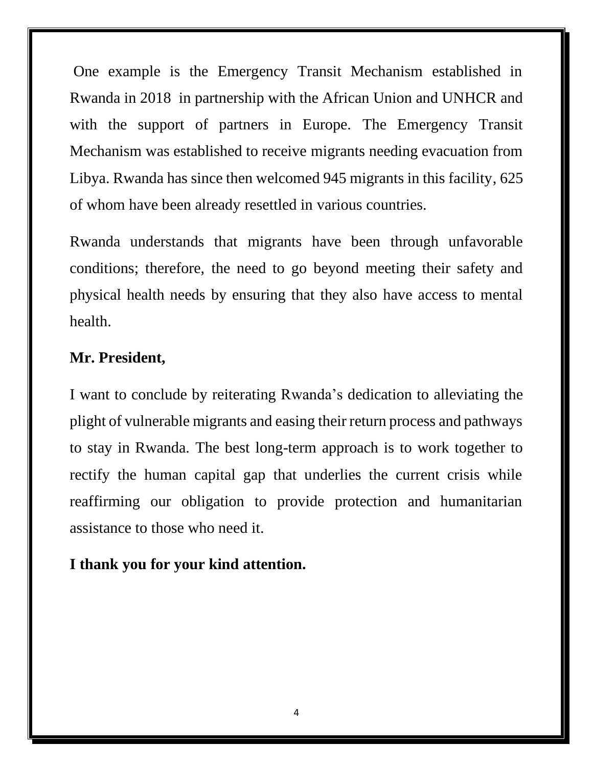One example is the Emergency Transit Mechanism established in Rwanda in 2018 in partnership with the African Union and UNHCR and with the support of partners in Europe. The Emergency Transit Mechanism was established to receive migrants needing evacuation from Libya. Rwanda has since then welcomed 945 migrants in this facility, 625 of whom have been already resettled in various countries.

Rwanda understands that migrants have been through unfavorable conditions; therefore, the need to go beyond meeting their safety and physical health needs by ensuring that they also have access to mental health.

**Mr. President,**

I want to conclude by reiterating Rwanda's dedication to alleviating the plight of vulnerable migrants and easing their return process and pathways to stay in Rwanda. The best long-term approach is to work together to rectify the human capital gap that underlies the current crisis while reaffirming our obligation to provide protection and humanitarian assistance to those who need it.

**I thank you for your kind attention.**